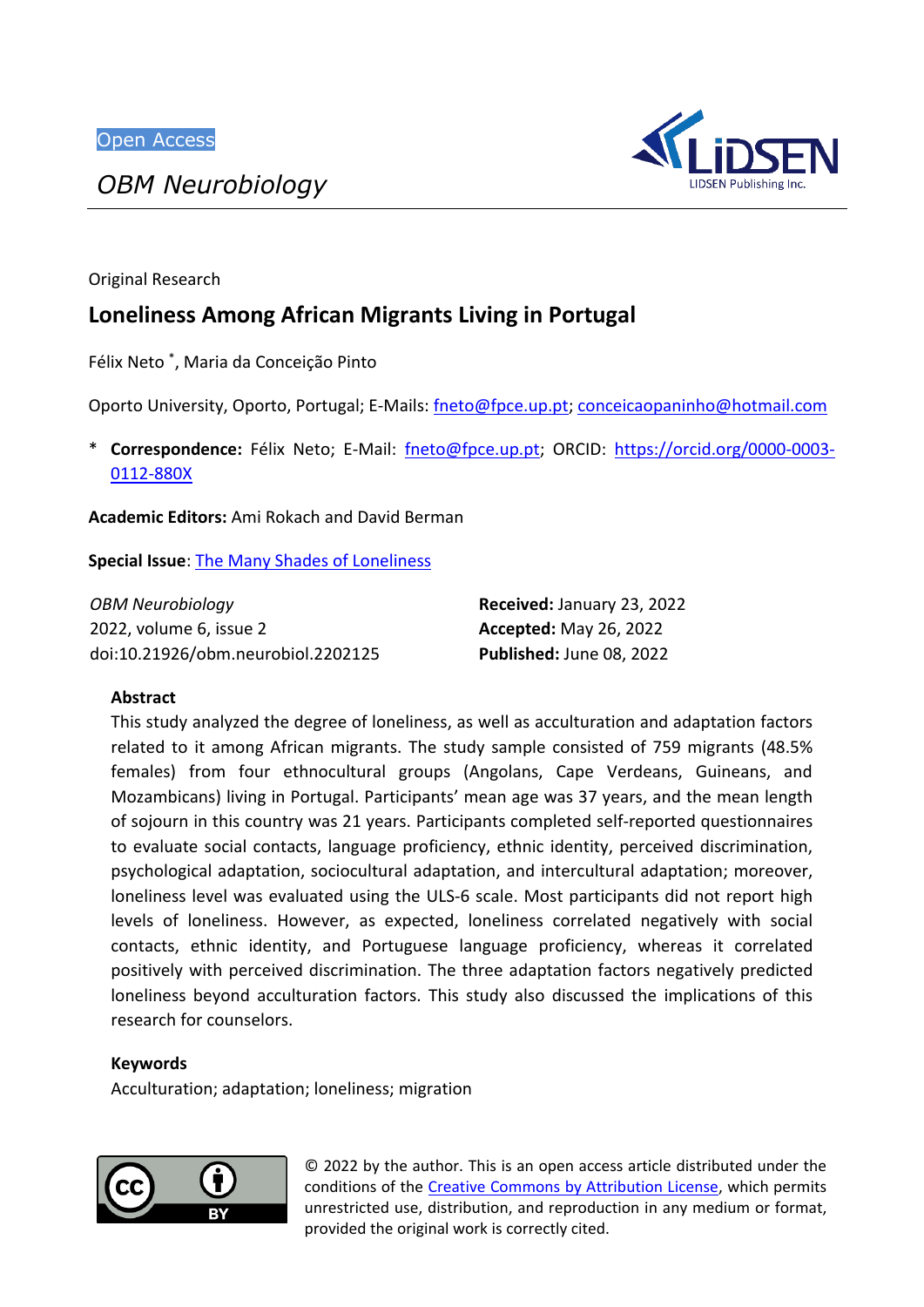Open Access

*OBM Neurobiology*

Original Research

# Loneliness Among African Migrants Living in Portugal

Félix Neto *, Maria da Conceição Pinto

Oporto University, Oporto, Portugal; E-Mails: fneto@fpce.up.pt; conceicaopaninho@hotmail.com

\* **Correspondence:** Félix Neto; E-Mail: fneto@fpce.up.pt; ORCID: https://orcid.org/0000-0003-0112-880X

**Academic Editors:** Ami Rokach and David Berman

**Special Issue**: The Many Shades of Loneliness

*OBM Neurobiology*
2022, volume 6, issue 2
doi:10.21926/obm.neurobiol.2202125

**Received:** January 23, 2022
**Accepted:** May 26, 2022
**Published:** June 08, 2022

## Abstract

This study analyzed the degree of loneliness, as well as acculturation and adaptation factors related to it among African migrants. The study sample consisted of 759 migrants (48.5% females) from four ethnocultural groups (Angolans, Cape Verdeans, Guineans, and Mozambicans) living in Portugal. Participants' mean age was 37 years, and the mean length of sojourn in this country was 21 years. Participants completed self-reported questionnaires to evaluate social contacts, language proficiency, ethnic identity, perceived discrimination, psychological adaptation, sociocultural adaptation, and intercultural adaptation; moreover, loneliness level was evaluated using the ULS-6 scale. Most participants did not report high levels of loneliness. However, as expected, loneliness correlated negatively with social contacts, ethnic identity, and Portuguese language proficiency, whereas it correlated positively with perceived discrimination. The three adaptation factors negatively predicted loneliness beyond acculturation factors. This study also discussed the implications of this research for counselors.

## Keywords

Acculturation; adaptation; loneliness; migration

© 2022 by the author. This is an open access article distributed under the conditions of the Creative Commons by Attribution License, which permits unrestricted use, distribution, and reproduction in any medium or format, provided the original work is correctly cited.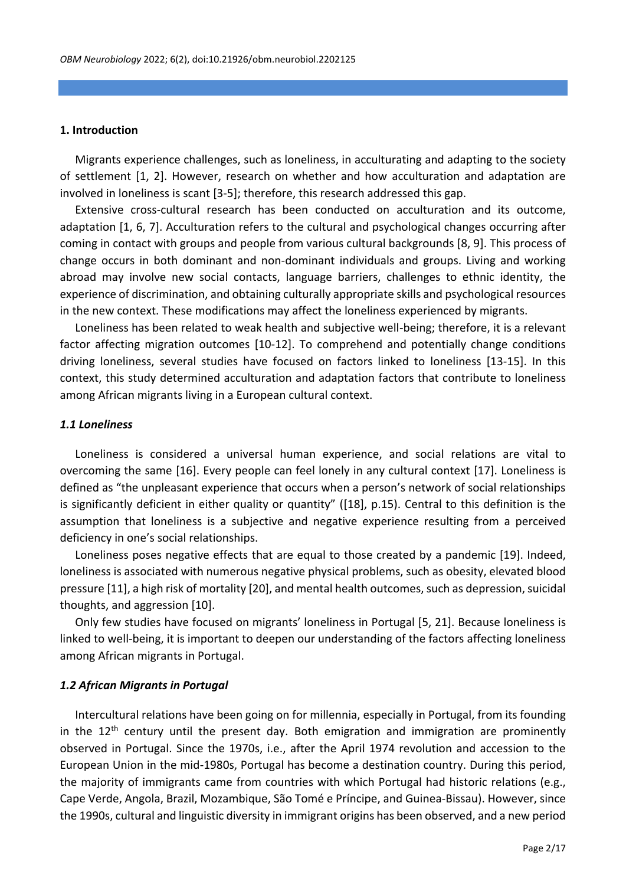## 1. Introduction

Migrants experience challenges, such as loneliness, in acculturating and adapting to the society of settlement [1, 2]. However, research on whether and how acculturation and adaptation are involved in loneliness is scant [3-5]; therefore, this research addressed this gap.

Extensive cross-cultural research has been conducted on acculturation and its outcome, adaptation [1, 6, 7]. Acculturation refers to the cultural and psychological changes occurring after coming in contact with groups and people from various cultural backgrounds [8, 9]. This process of change occurs in both dominant and non-dominant individuals and groups. Living and working abroad may involve new social contacts, language barriers, challenges to ethnic identity, the experience of discrimination, and obtaining culturally appropriate skills and psychological resources in the new context. These modifications may affect the loneliness experienced by migrants.

Loneliness has been related to weak health and subjective well-being; therefore, it is a relevant factor affecting migration outcomes [10-12]. To comprehend and potentially change conditions driving loneliness, several studies have focused on factors linked to loneliness [13-15]. In this context, this study determined acculturation and adaptation factors that contribute to loneliness among African migrants living in a European cultural context.

### *1.1 Loneliness*

Loneliness is considered a universal human experience, and social relations are vital to overcoming the same [16]. Every people can feel lonely in any cultural context [17]. Loneliness is defined as "the unpleasant experience that occurs when a person's network of social relationships is significantly deficient in either quality or quantity" ([18], p.15). Central to this definition is the assumption that loneliness is a subjective and negative experience resulting from a perceived deficiency in one's social relationships.

Loneliness poses negative effects that are equal to those created by a pandemic [19]. Indeed, loneliness is associated with numerous negative physical problems, such as obesity, elevated blood pressure [11], a high risk of mortality [20], and mental health outcomes, such as depression, suicidal thoughts, and aggression [10].

Only few studies have focused on migrants' loneliness in Portugal [5, 21]. Because loneliness is linked to well-being, it is important to deepen our understanding of the factors affecting loneliness among African migrants in Portugal.

### *1.2 African Migrants in Portugal*

Intercultural relations have been going on for millennia, especially in Portugal, from its founding in the 12th century until the present day. Both emigration and immigration are prominently observed in Portugal. Since the 1970s, i.e., after the April 1974 revolution and accession to the European Union in the mid-1980s, Portugal has become a destination country. During this period, the majority of immigrants came from countries with which Portugal had historic relations (e.g., Cape Verde, Angola, Brazil, Mozambique, São Tomé e Príncipe, and Guinea-Bissau). However, since the 1990s, cultural and linguistic diversity in immigrant origins has been observed, and a new period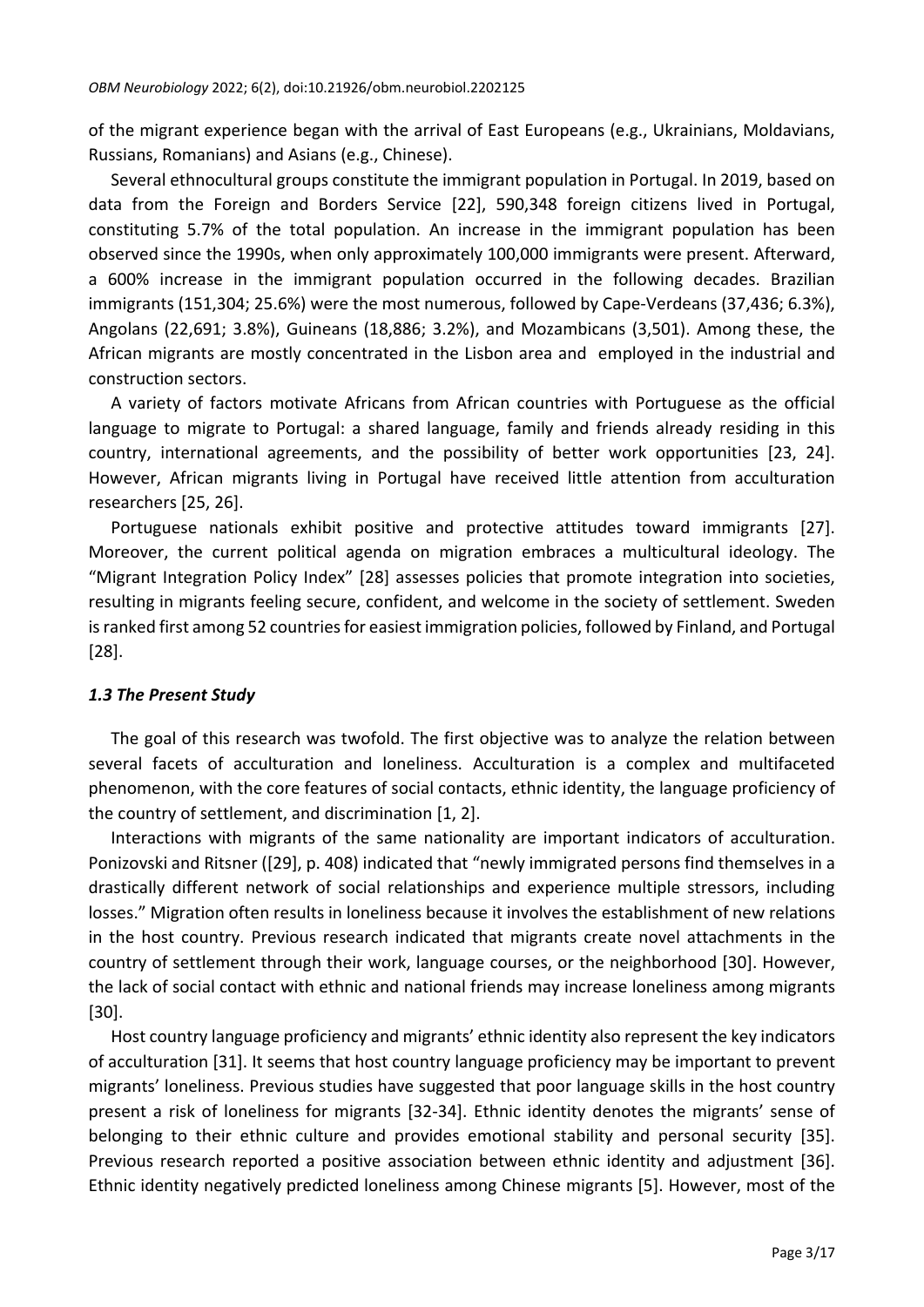of the migrant experience began with the arrival of East Europeans (e.g., Ukrainians, Moldavians, Russians, Romanians) and Asians (e.g., Chinese).

Several ethnocultural groups constitute the immigrant population in Portugal. In 2019, based on data from the Foreign and Borders Service [22], 590,348 foreign citizens lived in Portugal, constituting 5.7% of the total population. An increase in the immigrant population has been observed since the 1990s, when only approximately 100,000 immigrants were present. Afterward, a 600% increase in the immigrant population occurred in the following decades. Brazilian immigrants (151,304; 25.6%) were the most numerous, followed by Cape-Verdeans (37,436; 6.3%), Angolans (22,691; 3.8%), Guineans (18,886; 3.2%), and Mozambicans (3,501). Among these, the African migrants are mostly concentrated in the Lisbon area and employed in the industrial and construction sectors.

A variety of factors motivate Africans from African countries with Portuguese as the official language to migrate to Portugal: a shared language, family and friends already residing in this country, international agreements, and the possibility of better work opportunities [23, 24]. However, African migrants living in Portugal have received little attention from acculturation researchers [25, 26].

Portuguese nationals exhibit positive and protective attitudes toward immigrants [27]. Moreover, the current political agenda on migration embraces a multicultural ideology. The "Migrant Integration Policy Index" [28] assesses policies that promote integration into societies, resulting in migrants feeling secure, confident, and welcome in the society of settlement. Sweden is ranked first among 52 countries for easiest immigration policies, followed by Finland, and Portugal [28].

### *1.3 The Present Study*

The goal of this research was twofold. The first objective was to analyze the relation between several facets of acculturation and loneliness. Acculturation is a complex and multifaceted phenomenon, with the core features of social contacts, ethnic identity, the language proficiency of the country of settlement, and discrimination [1, 2].

Interactions with migrants of the same nationality are important indicators of acculturation. Ponizovski and Ritsner ([29], p. 408) indicated that "newly immigrated persons find themselves in a drastically different network of social relationships and experience multiple stressors, including losses." Migration often results in loneliness because it involves the establishment of new relations in the host country. Previous research indicated that migrants create novel attachments in the country of settlement through their work, language courses, or the neighborhood [30]. However, the lack of social contact with ethnic and national friends may increase loneliness among migrants [30].

Host country language proficiency and migrants' ethnic identity also represent the key indicators of acculturation [31]. It seems that host country language proficiency may be important to prevent migrants' loneliness. Previous studies have suggested that poor language skills in the host country present a risk of loneliness for migrants [32-34]. Ethnic identity denotes the migrants' sense of belonging to their ethnic culture and provides emotional stability and personal security [35]. Previous research reported a positive association between ethnic identity and adjustment [36]. Ethnic identity negatively predicted loneliness among Chinese migrants [5]. However, most of the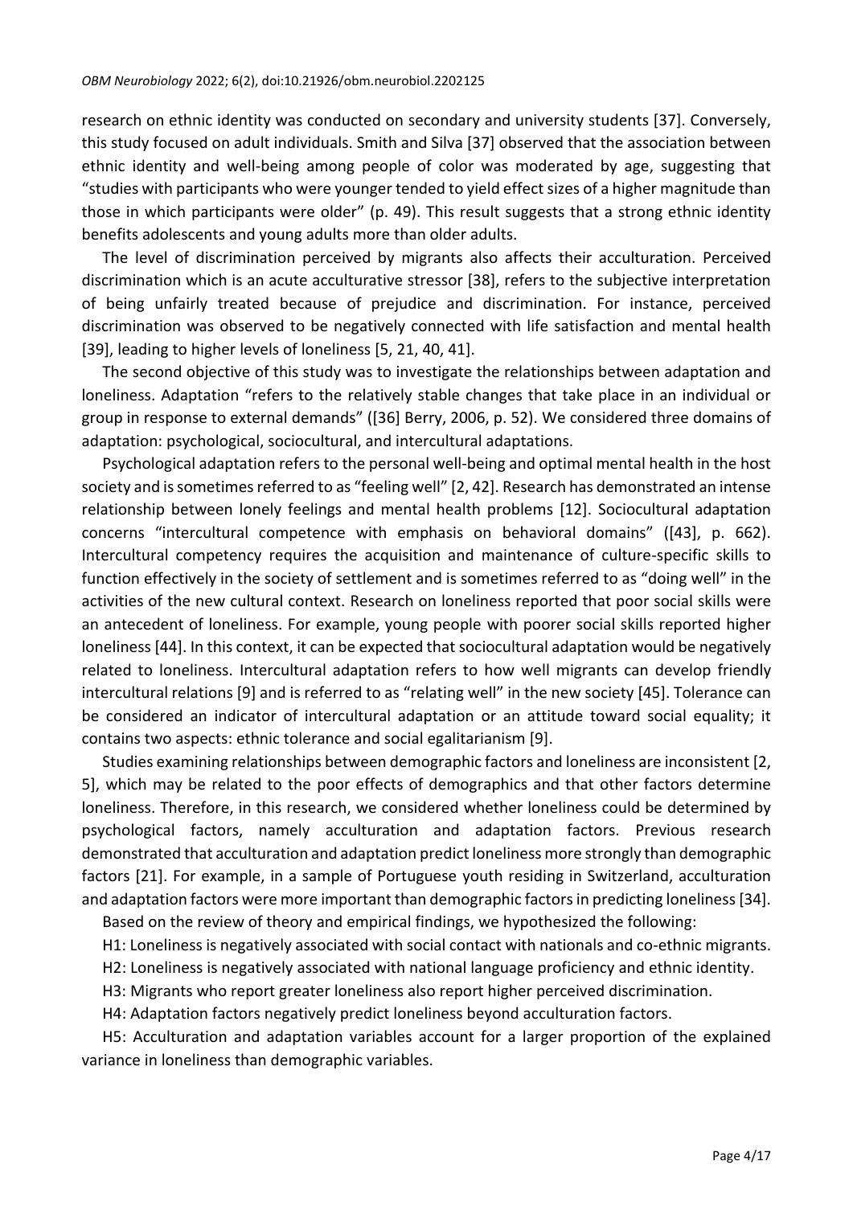research on ethnic identity was conducted on secondary and university students [37]. Conversely, this study focused on adult individuals. Smith and Silva [37] observed that the association between ethnic identity and well-being among people of color was moderated by age, suggesting that "studies with participants who were younger tended to yield effect sizes of a higher magnitude than those in which participants were older" (p. 49). This result suggests that a strong ethnic identity benefits adolescents and young adults more than older adults.

The level of discrimination perceived by migrants also affects their acculturation. Perceived discrimination which is an acute acculturative stressor [38], refers to the subjective interpretation of being unfairly treated because of prejudice and discrimination. For instance, perceived discrimination was observed to be negatively connected with life satisfaction and mental health [39], leading to higher levels of loneliness [5, 21, 40, 41].

The second objective of this study was to investigate the relationships between adaptation and loneliness. Adaptation "refers to the relatively stable changes that take place in an individual or group in response to external demands" ([36] Berry, 2006, p. 52). We considered three domains of adaptation: psychological, sociocultural, and intercultural adaptations.

Psychological adaptation refers to the personal well-being and optimal mental health in the host society and is sometimes referred to as "feeling well" [2, 42]. Research has demonstrated an intense relationship between lonely feelings and mental health problems [12]. Sociocultural adaptation concerns "intercultural competence with emphasis on behavioral domains" ([43], p. 662). Intercultural competency requires the acquisition and maintenance of culture-specific skills to function effectively in the society of settlement and is sometimes referred to as "doing well" in the activities of the new cultural context. Research on loneliness reported that poor social skills were an antecedent of loneliness. For example, young people with poorer social skills reported higher loneliness [44]. In this context, it can be expected that sociocultural adaptation would be negatively related to loneliness. Intercultural adaptation refers to how well migrants can develop friendly intercultural relations [9] and is referred to as "relating well" in the new society [45]. Tolerance can be considered an indicator of intercultural adaptation or an attitude toward social equality; it contains two aspects: ethnic tolerance and social egalitarianism [9].

Studies examining relationships between demographic factors and loneliness are inconsistent [2, 5], which may be related to the poor effects of demographics and that other factors determine loneliness. Therefore, in this research, we considered whether loneliness could be determined by psychological factors, namely acculturation and adaptation factors. Previous research demonstrated that acculturation and adaptation predict loneliness more strongly than demographic factors [21]. For example, in a sample of Portuguese youth residing in Switzerland, acculturation and adaptation factors were more important than demographic factors in predicting loneliness [34].

Based on the review of theory and empirical findings, we hypothesized the following:

H1: Loneliness is negatively associated with social contact with nationals and co-ethnic migrants.

H2: Loneliness is negatively associated with national language proficiency and ethnic identity.

H3: Migrants who report greater loneliness also report higher perceived discrimination.

H4: Adaptation factors negatively predict loneliness beyond acculturation factors.

H5: Acculturation and adaptation variables account for a larger proportion of the explained variance in loneliness than demographic variables.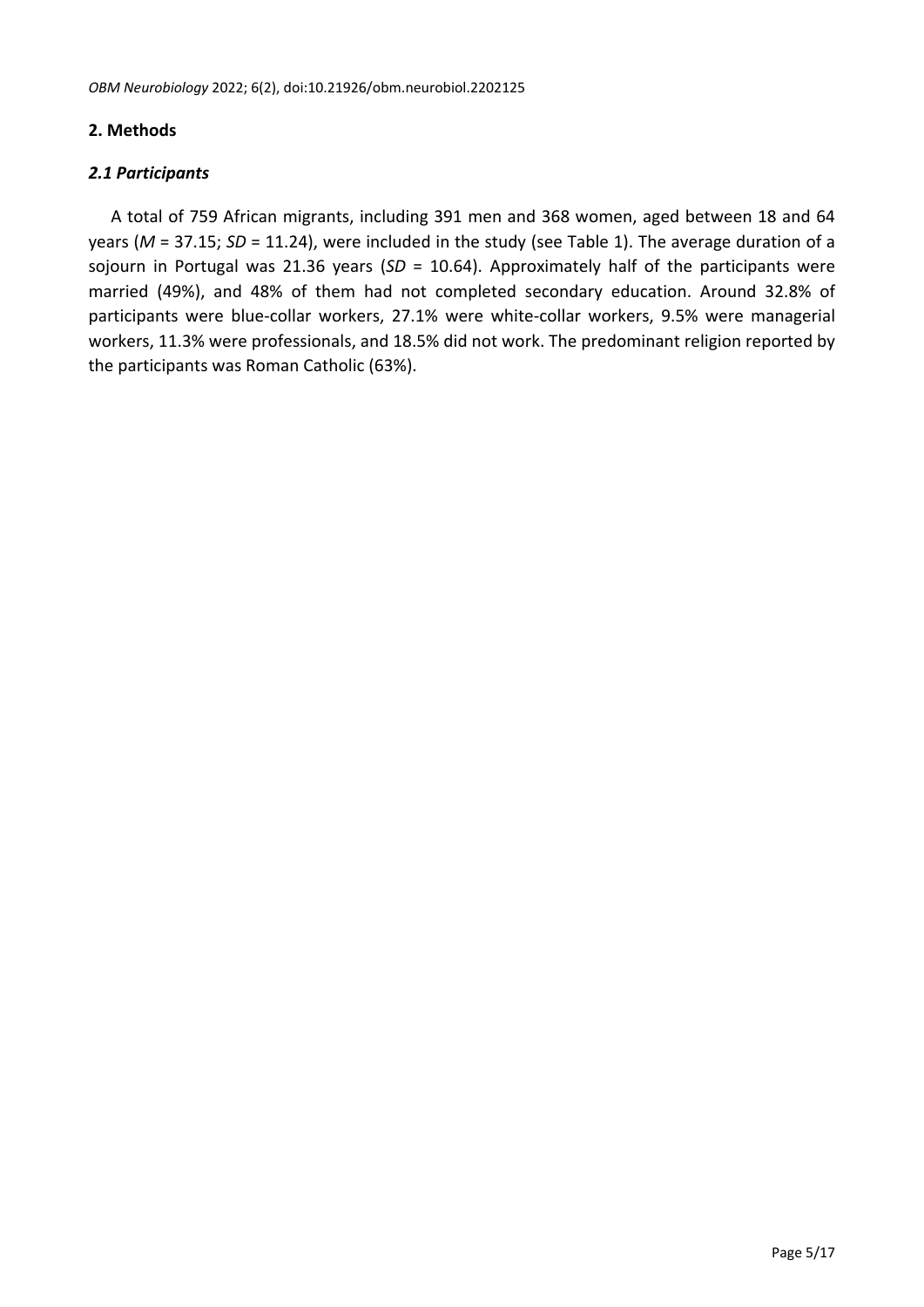## 2. Methods

### *2.1 Participants*

A total of 759 African migrants, including 391 men and 368 women, aged between 18 and 64 years (*M* = 37.15; *SD* = 11.24), were included in the study (see Table 1). The average duration of a sojourn in Portugal was 21.36 years (*SD* = 10.64). Approximately half of the participants were married (49%), and 48% of them had not completed secondary education. Around 32.8% of participants were blue-collar workers, 27.1% were white-collar workers, 9.5% were managerial workers, 11.3% were professionals, and 18.5% did not work. The predominant religion reported by the participants was Roman Catholic (63%).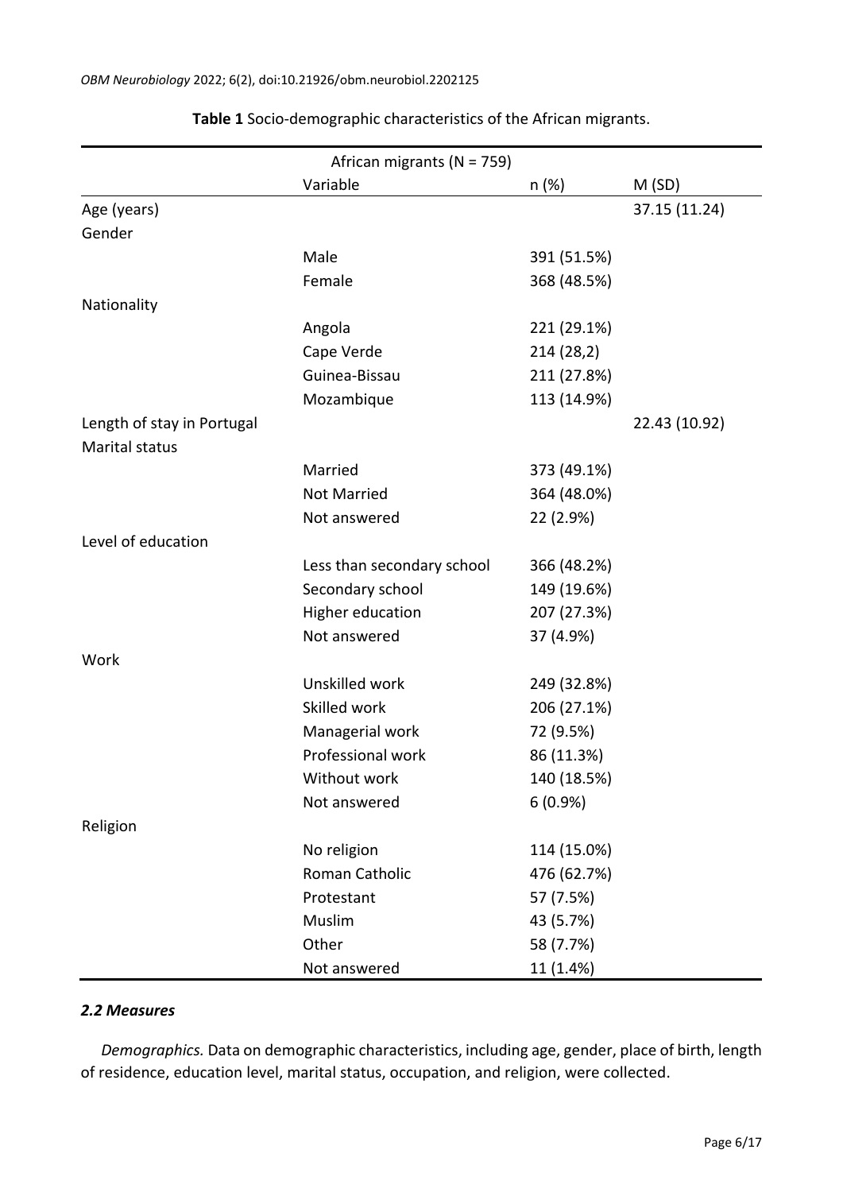**Table 1** Socio-demographic characteristics of the African migrants.

| African migrants (N = 759) | | | |
|---|---|---|---|
| | Variable | n (%) | M (SD) |
| Age (years) | | | 37.15 (11.24) |
| Gender | | | |
| | Male | 391 (51.5%) | |
| | Female | 368 (48.5%) | |
| Nationality | | | |
| | Angola | 221 (29.1%) | |
| | Cape Verde | 214 (28,2) | |
| | Guinea-Bissau | 211 (27.8%) | |
| | Mozambique | 113 (14.9%) | |
| Length of stay in Portugal | | | 22.43 (10.92) |
| Marital status | | | |
| | Married | 373 (49.1%) | |
| | Not Married | 364 (48.0%) | |
| | Not answered | 22 (2.9%) | |
| Level of education | | | |
| | Less than secondary school | 366 (48.2%) | |
| | Secondary school | 149 (19.6%) | |
| | Higher education | 207 (27.3%) | |
| | Not answered | 37 (4.9%) | |
| Work | | | |
| | Unskilled work | 249 (32.8%) | |
| | Skilled work | 206 (27.1%) | |
| | Managerial work | 72 (9.5%) | |
| | Professional work | 86 (11.3%) | |
| | Without work | 140 (18.5%) | |
| | Not answered | 6 (0.9%) | |
| Religion | | | |
| | No religion | 114 (15.0%) | |
| | Roman Catholic | 476 (62.7%) | |
| | Protestant | 57 (7.5%) | |
| | Muslim | 43 (5.7%) | |
| | Other | 58 (7.7%) | |
| | Not answered | 11 (1.4%) | |

### *2.2 Measures*

*Demographics.* Data on demographic characteristics, including age, gender, place of birth, length of residence, education level, marital status, occupation, and religion, were collected.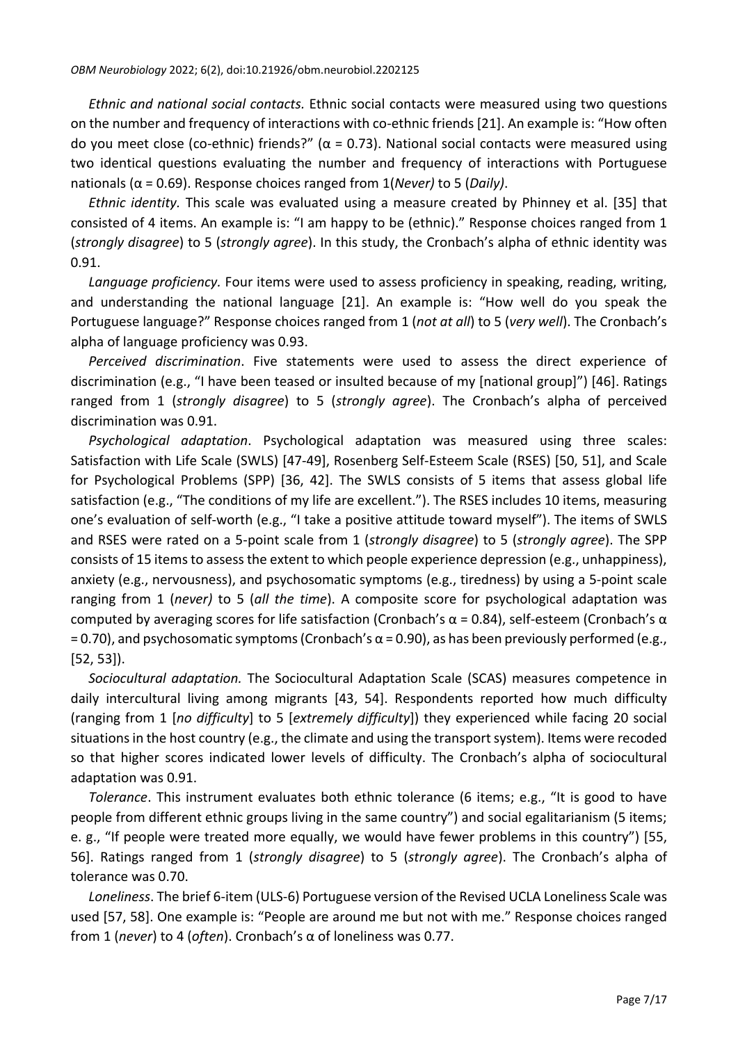*Ethnic and national social contacts.* Ethnic social contacts were measured using two questions on the number and frequency of interactions with co-ethnic friends [21]. An example is: "How often do you meet close (co-ethnic) friends?" ($\alpha = 0.73$). National social contacts were measured using two identical questions evaluating the number and frequency of interactions with Portuguese nationals ($\alpha = 0.69$). Response choices ranged from 1(*Never)* to 5 (*Daily)*.

*Ethnic identity.* This scale was evaluated using a measure created by Phinney et al. [35] that consisted of 4 items. An example is: "I am happy to be (ethnic)." Response choices ranged from 1 (*strongly disagree*) to 5 (*strongly agree*). In this study, the Cronbach's alpha of ethnic identity was 0.91.

*Language proficiency.* Four items were used to assess proficiency in speaking, reading, writing, and understanding the national language [21]. An example is: "How well do you speak the Portuguese language?" Response choices ranged from 1 (*not at all*) to 5 (*very well*). The Cronbach's alpha of language proficiency was 0.93.

*Perceived discrimination*. Five statements were used to assess the direct experience of discrimination (e.g., "I have been teased or insulted because of my [national group]") [46]. Ratings ranged from 1 (*strongly disagree*) to 5 (*strongly agree*). The Cronbach's alpha of perceived discrimination was 0.91.

*Psychological adaptation*. Psychological adaptation was measured using three scales: Satisfaction with Life Scale (SWLS) [47-49], Rosenberg Self-Esteem Scale (RSES) [50, 51], and Scale for Psychological Problems (SPP) [36, 42]. The SWLS consists of 5 items that assess global life satisfaction (e.g., "The conditions of my life are excellent."). The RSES includes 10 items, measuring one's evaluation of self-worth (e.g., "I take a positive attitude toward myself"). The items of SWLS and RSES were rated on a 5-point scale from 1 (*strongly disagree*) to 5 (*strongly agree*). The SPP consists of 15 items to assess the extent to which people experience depression (e.g., unhappiness), anxiety (e.g., nervousness), and psychosomatic symptoms (e.g., tiredness) by using a 5-point scale ranging from 1 (*never)* to 5 (*all the time*). A composite score for psychological adaptation was computed by averaging scores for life satisfaction (Cronbach's $\alpha = 0.84$), self-esteem (Cronbach's $\alpha = 0.70$), and psychosomatic symptoms (Cronbach's $\alpha = 0.90$), as has been previously performed (e.g., [52, 53]).

*Sociocultural adaptation.* The Sociocultural Adaptation Scale (SCAS) measures competence in daily intercultural living among migrants [43, 54]. Respondents reported how much difficulty (ranging from 1 [*no difficulty*] to 5 [*extremely difficulty*]) they experienced while facing 20 social situations in the host country (e.g., the climate and using the transport system). Items were recoded so that higher scores indicated lower levels of difficulty. The Cronbach's alpha of sociocultural adaptation was 0.91.

*Tolerance*. This instrument evaluates both ethnic tolerance (6 items; e.g., "It is good to have people from different ethnic groups living in the same country") and social egalitarianism (5 items; e. g., "If people were treated more equally, we would have fewer problems in this country") [55, 56]. Ratings ranged from 1 (*strongly disagree*) to 5 (*strongly agree*). The Cronbach's alpha of tolerance was 0.70.

*Loneliness*. The brief 6-item (ULS-6) Portuguese version of the Revised UCLA Loneliness Scale was used [57, 58]. One example is: "People are around me but not with me." Response choices ranged from 1 (*never*) to 4 (*often*). Cronbach's $\alpha$ of loneliness was 0.77.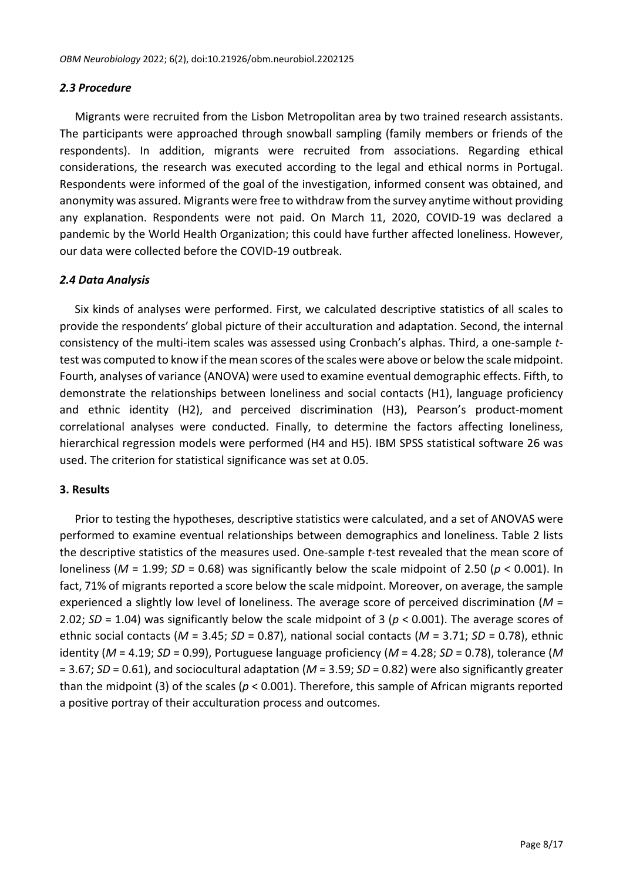### *2.3 Procedure*

Migrants were recruited from the Lisbon Metropolitan area by two trained research assistants. The participants were approached through snowball sampling (family members or friends of the respondents). In addition, migrants were recruited from associations. Regarding ethical considerations, the research was executed according to the legal and ethical norms in Portugal. Respondents were informed of the goal of the investigation, informed consent was obtained, and anonymity was assured. Migrants were free to withdraw from the survey anytime without providing any explanation. Respondents were not paid. On March 11, 2020, COVID-19 was declared a pandemic by the World Health Organization; this could have further affected loneliness. However, our data were collected before the COVID-19 outbreak.

### *2.4 Data Analysis*

Six kinds of analyses were performed. First, we calculated descriptive statistics of all scales to provide the respondents' global picture of their acculturation and adaptation. Second, the internal consistency of the multi-item scales was assessed using Cronbach's alphas. Third, a one-sample *t*-test was computed to know if the mean scores of the scales were above or below the scale midpoint. Fourth, analyses of variance (ANOVA) were used to examine eventual demographic effects. Fifth, to demonstrate the relationships between loneliness and social contacts (H1), language proficiency and ethnic identity (H2), and perceived discrimination (H3), Pearson's product-moment correlational analyses were conducted. Finally, to determine the factors affecting loneliness, hierarchical regression models were performed (H4 and H5). IBM SPSS statistical software 26 was used. The criterion for statistical significance was set at 0.05.

## **3. Results**

Prior to testing the hypotheses, descriptive statistics were calculated, and a set of ANOVAS were performed to examine eventual relationships between demographics and loneliness. Table 2 lists the descriptive statistics of the measures used. One-sample *t*-test revealed that the mean score of loneliness ($M$ = 1.99; $SD$ = 0.68) was significantly below the scale midpoint of 2.50 ($p < 0.001$). In fact, 71% of migrants reported a score below the scale midpoint. Moreover, on average, the sample experienced a slightly low level of loneliness. The average score of perceived discrimination ($M$ = 2.02; $SD$ = 1.04) was significantly below the scale midpoint of 3 ($p < 0.001$). The average scores of ethnic social contacts ($M$ = 3.45; $SD$ = 0.87), national social contacts ($M$ = 3.71; $SD$ = 0.78), ethnic identity ($M$ = 4.19; $SD$ = 0.99), Portuguese language proficiency ($M$ = 4.28; $SD$ = 0.78), tolerance ($M$ = 3.67; $SD$ = 0.61), and sociocultural adaptation ($M$ = 3.59; $SD$ = 0.82) were also significantly greater than the midpoint (3) of the scales ($p < 0.001$). Therefore, this sample of African migrants reported a positive portray of their acculturation process and outcomes.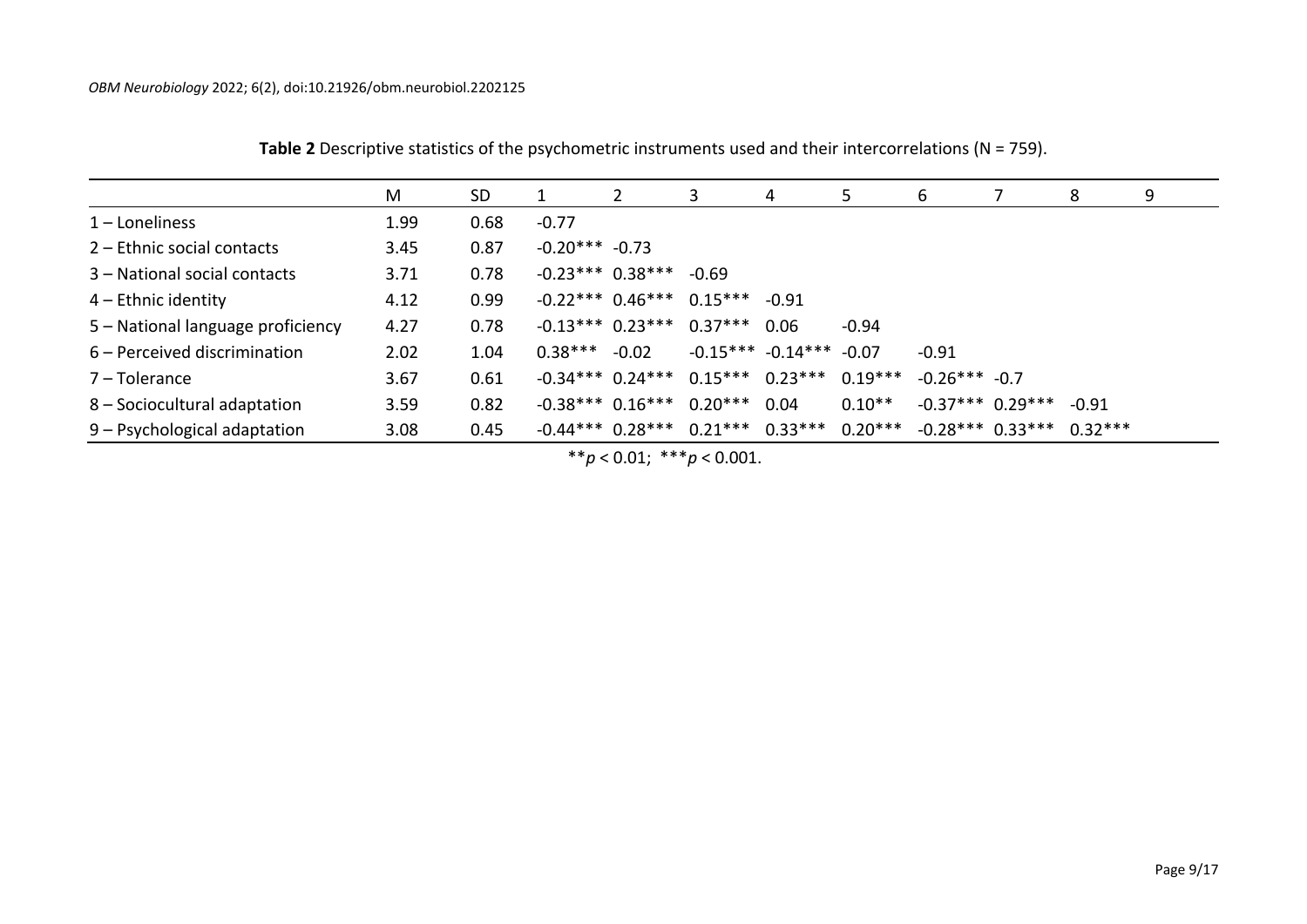**Table 2** Descriptive statistics of the psychometric instruments used and their intercorrelations (N = 759).

| | M | SD | 1 | 2 | 3 | 4 | 5 | 6 | 7 | 8 | 9 |
|---|---|---|---|---|---|---|---|---|---|---|---|
| 1 – Loneliness | 1.99 | 0.68 | -0.77 | | | | | | | | |
| 2 – Ethnic social contacts | 3.45 | 0.87 | -0.20*** | -0.73 | | | | | | | |
| 3 – National social contacts | 3.71 | 0.78 | -0.23*** | 0.38*** | -0.69 | | | | | | |
| 4 – Ethnic identity | 4.12 | 0.99 | -0.22*** | 0.46*** | 0.15*** | -0.91 | | | | | |
| 5 – National language proficiency | 4.27 | 0.78 | -0.13*** | 0.23*** | 0.37*** | 0.06 | -0.94 | | | | |
| 6 – Perceived discrimination | 2.02 | 1.04 | 0.38*** | -0.02 | -0.15*** | -0.14*** | -0.07 | -0.91 | | | |
| 7 – Tolerance | 3.67 | 0.61 | -0.34*** | 0.24*** | 0.15*** | 0.23*** | 0.19*** | -0.26*** | -0.7 | | |
| 8 – Sociocultural adaptation | 3.59 | 0.82 | -0.38*** | 0.16*** | 0.20*** | 0.04 | 0.10** | -0.37*** | 0.29*** | -0.91 | |
| 9 – Psychological adaptation | 3.08 | 0.45 | -0.44*** | 0.28*** | 0.21*** | 0.33*** | 0.20*** | -0.28*** | 0.33*** | 0.32*** | |

**$p < 0.01$; ***$p < 0.001$.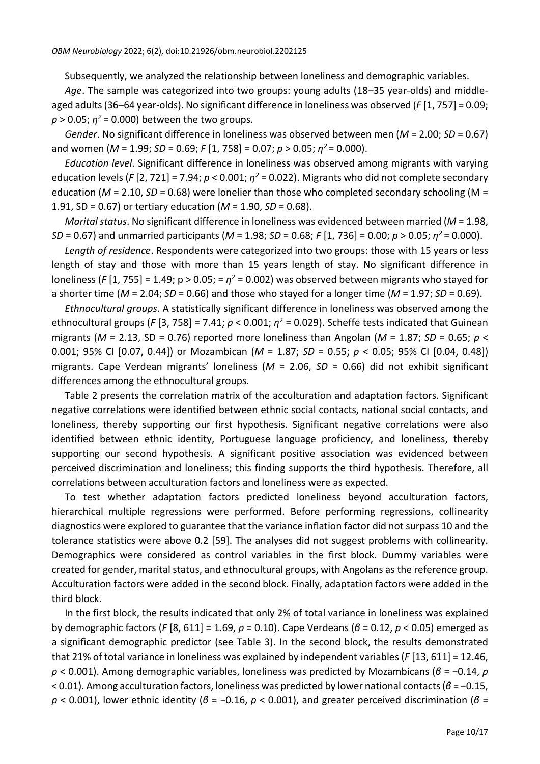Subsequently, we analyzed the relationship between loneliness and demographic variables.

*Age*. The sample was categorized into two groups: young adults (18–35 year-olds) and middle-aged adults (36–64 year-olds). No significant difference in loneliness was observed ($F$ [1, 757] = 0.09; $p > 0.05$; $\eta^2 = 0.000$) between the two groups.

*Gender*. No significant difference in loneliness was observed between men ($M$ = 2.00; $SD$ = 0.67) and women ($M$ = 1.99; $SD$ = 0.69; $F$ [1, 758] = 0.07; $p > 0.05$; $\eta^2 = 0.000$).

*Education level*. Significant difference in loneliness was observed among migrants with varying education levels ($F$ [2, 721] = 7.94; $p < 0.001$; $\eta^2 = 0.022$). Migrants who did not complete secondary education ($M$ = 2.10, $SD$ = 0.68) were lonelier than those who completed secondary schooling (M = 1.91, SD = 0.67) or tertiary education ($M$ = 1.90, $SD$ = 0.68).

*Marital status*. No significant difference in loneliness was evidenced between married ($M$ = 1.98, $SD$ = 0.67) and unmarried participants ($M$ = 1.98; $SD$ = 0.68; $F$ [1, 736] = 0.00; $p > 0.05$; $\eta^2 = 0.000$).

*Length of residence*. Respondents were categorized into two groups: those with 15 years or less length of stay and those with more than 15 years length of stay. No significant difference in loneliness ($F$ [1, 755] = 1.49; p > 0.05; = $\eta^2 = 0.002$) was observed between migrants who stayed for a shorter time ($M$ = 2.04; $SD$ = 0.66) and those who stayed for a longer time ($M$ = 1.97; $SD$ = 0.69).

*Ethnocultural groups*. A statistically significant difference in loneliness was observed among the ethnocultural groups ($F$ [3, 758] = 7.41; $p < 0.001$; $\eta^2 = 0.029$). Scheffe tests indicated that Guinean migrants ($M$ = 2.13, SD = 0.76) reported more loneliness than Angolan ($M$ = 1.87; $SD$ = 0.65; $p < 0.001$; 95% CI [0.07, 0.44]) or Mozambican ($M$ = 1.87; $SD$ = 0.55; $p < 0.05$; 95% CI [0.04, 0.48]) migrants. Cape Verdean migrants' loneliness ($M$ = 2.06, $SD$ = 0.66) did not exhibit significant differences among the ethnocultural groups.

Table 2 presents the correlation matrix of the acculturation and adaptation factors. Significant negative correlations were identified between ethnic social contacts, national social contacts, and loneliness, thereby supporting our first hypothesis. Significant negative correlations were also identified between ethnic identity, Portuguese language proficiency, and loneliness, thereby supporting our second hypothesis. A significant positive association was evidenced between perceived discrimination and loneliness; this finding supports the third hypothesis. Therefore, all correlations between acculturation factors and loneliness were as expected.

To test whether adaptation factors predicted loneliness beyond acculturation factors, hierarchical multiple regressions were performed. Before performing regressions, collinearity diagnostics were explored to guarantee that the variance inflation factor did not surpass 10 and the tolerance statistics were above 0.2 [59]. The analyses did not suggest problems with collinearity. Demographics were considered as control variables in the first block. Dummy variables were created for gender, marital status, and ethnocultural groups, with Angolans as the reference group. Acculturation factors were added in the second block. Finally, adaptation factors were added in the third block.

In the first block, the results indicated that only 2% of total variance in loneliness was explained by demographic factors ($F$ [8, 611] = 1.69, $p$ = 0.10). Cape Verdeans ($\beta = 0.12$, $p < 0.05$) emerged as a significant demographic predictor (see Table 3). In the second block, the results demonstrated that 21% of total variance in loneliness was explained by independent variables ($F$ [13, 611] = 12.46, $p < 0.001$). Among demographic variables, loneliness was predicted by Mozambicans ($\beta = -0.14$, $p < 0.01$). Among acculturation factors, loneliness was predicted by lower national contacts ($\beta = -0.15$, $p < 0.001$), lower ethnic identity ($\beta = -0.16$, $p < 0.001$), and greater perceived discrimination ($\beta$ =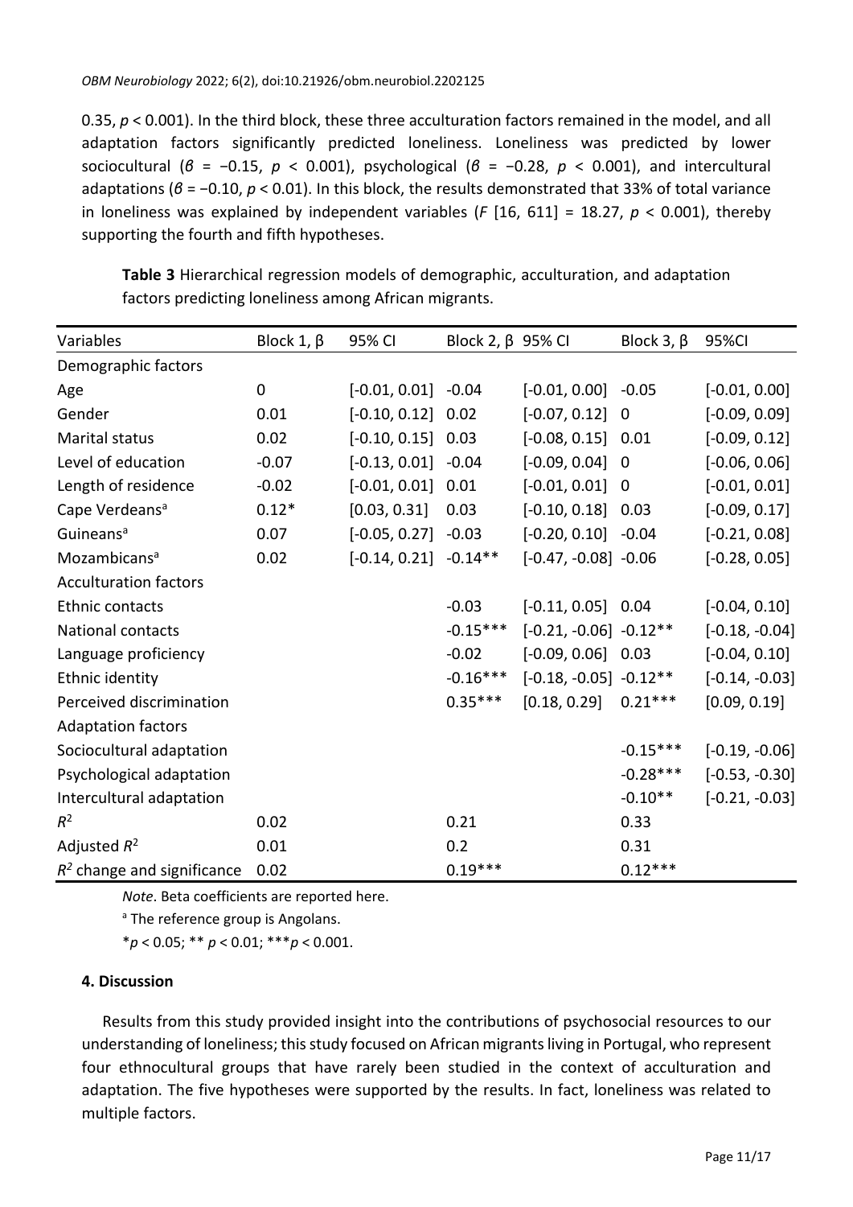0.35, $p < 0.001$). In the third block, these three acculturation factors remained in the model, and all adaptation factors significantly predicted loneliness. Loneliness was predicted by lower sociocultural ($\beta = -0.15$, $p < 0.001$), psychological ($\beta = -0.28$, $p < 0.001$), and intercultural adaptations ($\beta = -0.10$, $p < 0.01$). In this block, the results demonstrated that 33% of total variance in loneliness was explained by independent variables ($F$ [16, 611] = 18.27, $p < 0.001$), thereby supporting the fourth and fifth hypotheses.

**Table 3** Hierarchical regression models of demographic, acculturation, and adaptation factors predicting loneliness among African migrants.

| Variables | Block 1, β | 95% CI | Block 2, β | 95% CI | Block 3, β | 95%CI |
|---|---|---|---|---|---|---|
| Demographic factors | | | | | | |
| Age | 0 | [-0.01, 0.01] | -0.04 | [-0.01, 0.00] | -0.05 | [-0.01, 0.00] |
| Gender | 0.01 | [-0.10, 0.12] | 0.02 | [-0.07, 0.12] | 0 | [-0.09, 0.09] |
| Marital status | 0.02 | [-0.10, 0.15] | 0.03 | [-0.08, 0.15] | 0.01 | [-0.09, 0.12] |
| Level of education | -0.07 | [-0.13, 0.01] | -0.04 | [-0.09, 0.04] | 0 | [-0.06, 0.06] |
| Length of residence | -0.02 | [-0.01, 0.01] | 0.01 | [-0.01, 0.01] | 0 | [-0.01, 0.01] |
| Cape Verdeans[a] | 0.12* | [0.03, 0.31] | 0.03 | [-0.10, 0.18] | 0.03 | [-0.09, 0.17] |
| Guineans[a] | 0.07 | [-0.05, 0.27] | -0.03 | [-0.20, 0.10] | -0.04 | [-0.21, 0.08] |
| Mozambicans[a] | 0.02 | [-0.14, 0.21] | -0.14** | [-0.47, -0.08] | -0.06 | [-0.28, 0.05] |
| Acculturation factors | | | | | | |
| Ethnic contacts | | | -0.03 | [-0.11, 0.05] | 0.04 | [-0.04, 0.10] |
| National contacts | | | -0.15*** | [-0.21, -0.06] | -0.12** | [-0.18, -0.04] |
| Language proficiency | | | -0.02 | [-0.09, 0.06] | 0.03 | [-0.04, 0.10] |
| Ethnic identity | | | -0.16*** | [-0.18, -0.05] | -0.12** | [-0.14, -0.03] |
| Perceived discrimination | | | 0.35*** | [0.18, 0.29] | 0.21*** | [0.09, 0.19] |
| Adaptation factors | | | | | | |
| Sociocultural adaptation | | | | | -0.15*** | [-0.19, -0.06] |
| Psychological adaptation | | | | | -0.28*** | [-0.53, -0.30] |
| Intercultural adaptation | | | | | -0.10** | [-0.21, -0.03] |
| $R^2$ | 0.02 | | 0.21 | | 0.33 | |
| Adjusted $R^2$ | 0.01 | | 0.2 | | 0.31 | |
| $R^2$ change and significance | 0.02 | | 0.19*** | | 0.12*** | |

*Note*. Beta coefficients are reported here.

[a] The reference group is Angolans.

*$p < 0.05$; ** $p < 0.01$; ***$p < 0.001$.

## 4. Discussion

Results from this study provided insight into the contributions of psychosocial resources to our understanding of loneliness; this study focused on African migrants living in Portugal, who represent four ethnocultural groups that have rarely been studied in the context of acculturation and adaptation. The five hypotheses were supported by the results. In fact, loneliness was related to multiple factors.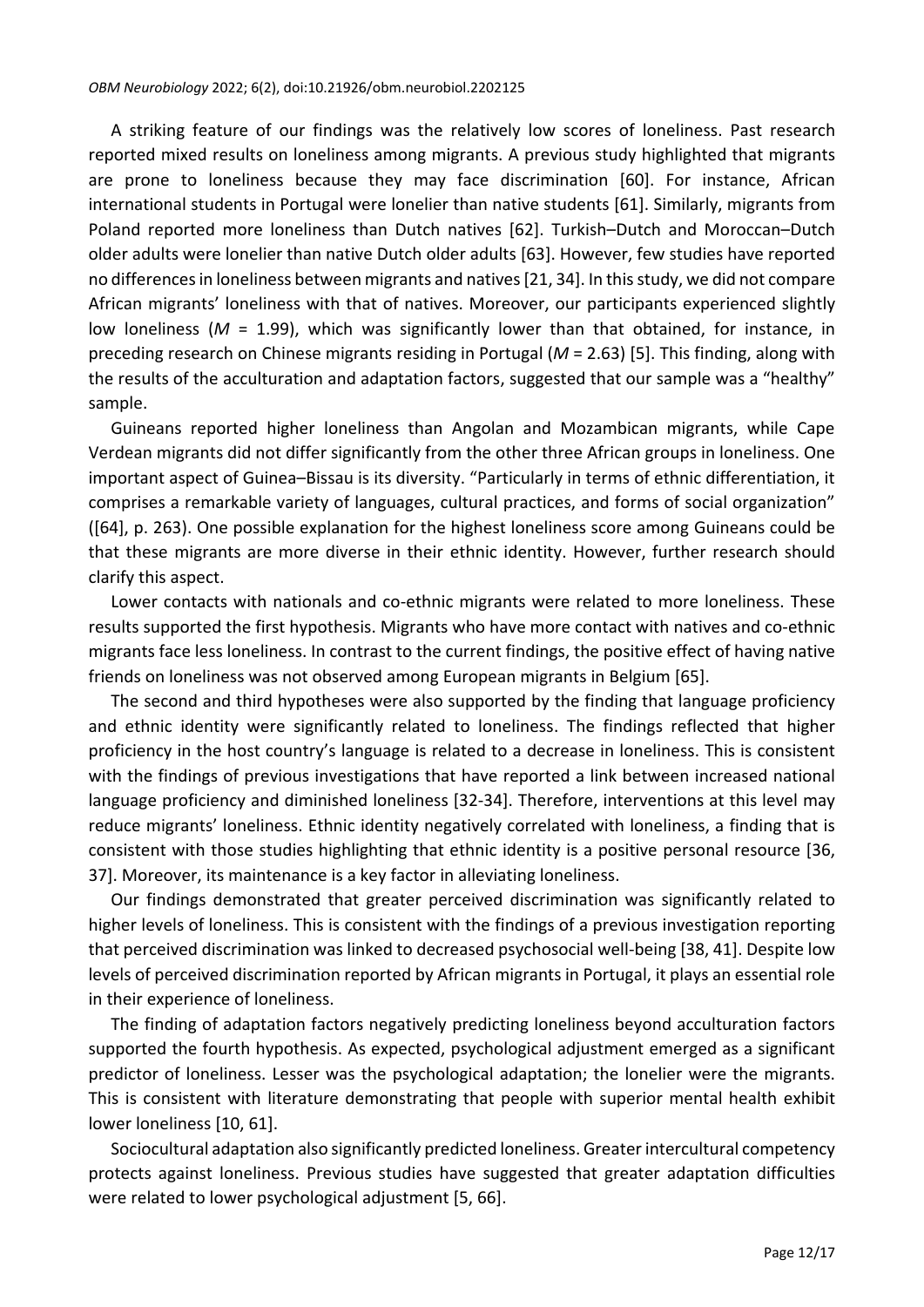A striking feature of our findings was the relatively low scores of loneliness. Past research reported mixed results on loneliness among migrants. A previous study highlighted that migrants are prone to loneliness because they may face discrimination [60]. For instance, African international students in Portugal were lonelier than native students [61]. Similarly, migrants from Poland reported more loneliness than Dutch natives [62]. Turkish–Dutch and Moroccan–Dutch older adults were lonelier than native Dutch older adults [63]. However, few studies have reported no differences in loneliness between migrants and natives [21, 34]. In this study, we did not compare African migrants' loneliness with that of natives. Moreover, our participants experienced slightly low loneliness ($M$ = 1.99), which was significantly lower than that obtained, for instance, in preceding research on Chinese migrants residing in Portugal ($M$ = 2.63) [5]. This finding, along with the results of the acculturation and adaptation factors, suggested that our sample was a "healthy" sample.

Guineans reported higher loneliness than Angolan and Mozambican migrants, while Cape Verdean migrants did not differ significantly from the other three African groups in loneliness. One important aspect of Guinea–Bissau is its diversity. "Particularly in terms of ethnic differentiation, it comprises a remarkable variety of languages, cultural practices, and forms of social organization" ([64], p. 263). One possible explanation for the highest loneliness score among Guineans could be that these migrants are more diverse in their ethnic identity. However, further research should clarify this aspect.

Lower contacts with nationals and co-ethnic migrants were related to more loneliness. These results supported the first hypothesis. Migrants who have more contact with natives and co-ethnic migrants face less loneliness. In contrast to the current findings, the positive effect of having native friends on loneliness was not observed among European migrants in Belgium [65].

The second and third hypotheses were also supported by the finding that language proficiency and ethnic identity were significantly related to loneliness. The findings reflected that higher proficiency in the host country's language is related to a decrease in loneliness. This is consistent with the findings of previous investigations that have reported a link between increased national language proficiency and diminished loneliness [32-34]. Therefore, interventions at this level may reduce migrants' loneliness. Ethnic identity negatively correlated with loneliness, a finding that is consistent with those studies highlighting that ethnic identity is a positive personal resource [36, 37]. Moreover, its maintenance is a key factor in alleviating loneliness.

Our findings demonstrated that greater perceived discrimination was significantly related to higher levels of loneliness. This is consistent with the findings of a previous investigation reporting that perceived discrimination was linked to decreased psychosocial well-being [38, 41]. Despite low levels of perceived discrimination reported by African migrants in Portugal, it plays an essential role in their experience of loneliness.

The finding of adaptation factors negatively predicting loneliness beyond acculturation factors supported the fourth hypothesis. As expected, psychological adjustment emerged as a significant predictor of loneliness. Lesser was the psychological adaptation; the lonelier were the migrants. This is consistent with literature demonstrating that people with superior mental health exhibit lower loneliness [10, 61].

Sociocultural adaptation also significantly predicted loneliness. Greater intercultural competency protects against loneliness. Previous studies have suggested that greater adaptation difficulties were related to lower psychological adjustment [5, 66].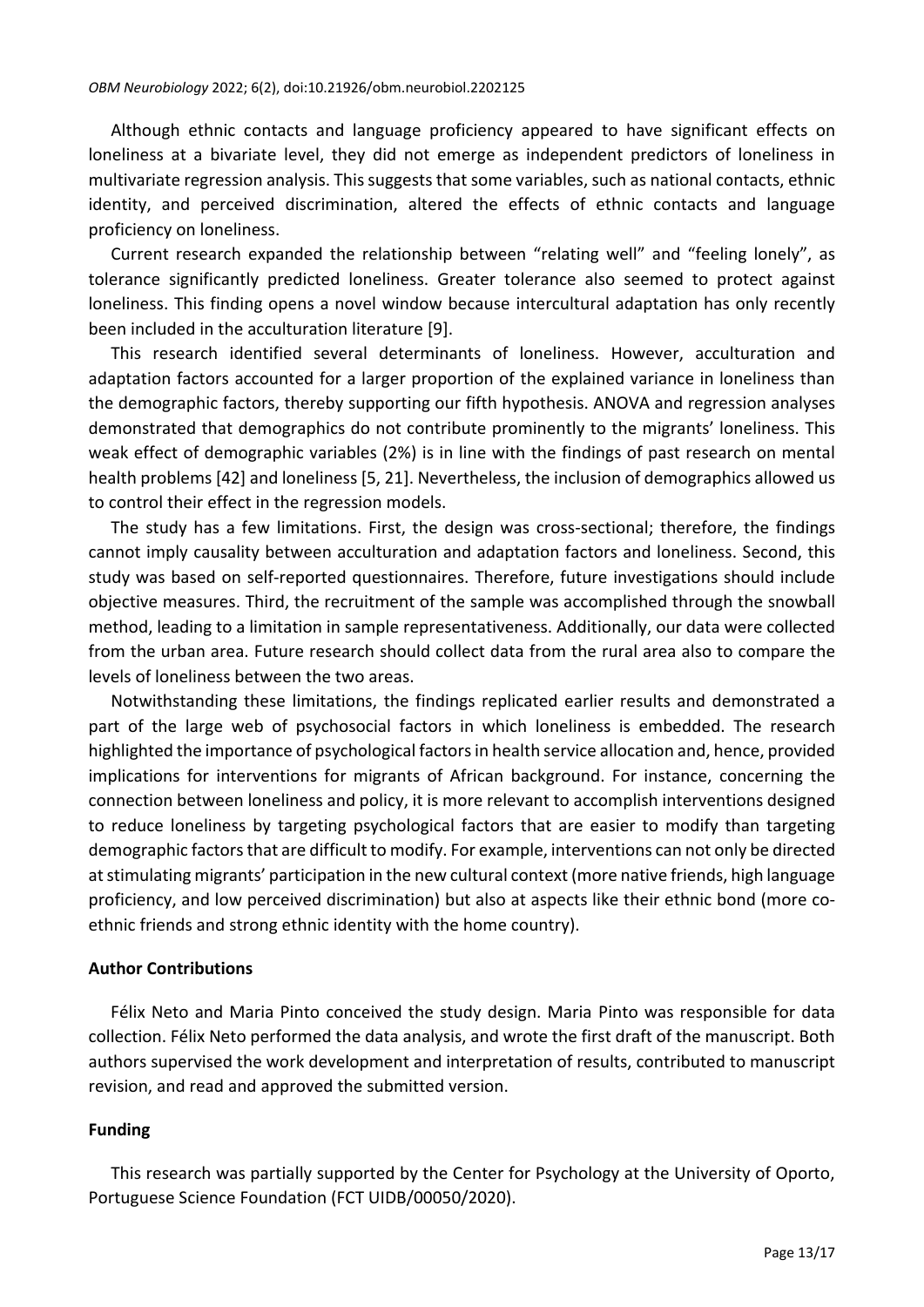Although ethnic contacts and language proficiency appeared to have significant effects on loneliness at a bivariate level, they did not emerge as independent predictors of loneliness in multivariate regression analysis. This suggests that some variables, such as national contacts, ethnic identity, and perceived discrimination, altered the effects of ethnic contacts and language proficiency on loneliness.

Current research expanded the relationship between "relating well" and "feeling lonely", as tolerance significantly predicted loneliness. Greater tolerance also seemed to protect against loneliness. This finding opens a novel window because intercultural adaptation has only recently been included in the acculturation literature [9].

This research identified several determinants of loneliness. However, acculturation and adaptation factors accounted for a larger proportion of the explained variance in loneliness than the demographic factors, thereby supporting our fifth hypothesis. ANOVA and regression analyses demonstrated that demographics do not contribute prominently to the migrants' loneliness. This weak effect of demographic variables (2%) is in line with the findings of past research on mental health problems [42] and loneliness [5, 21]. Nevertheless, the inclusion of demographics allowed us to control their effect in the regression models.

The study has a few limitations. First, the design was cross-sectional; therefore, the findings cannot imply causality between acculturation and adaptation factors and loneliness. Second, this study was based on self-reported questionnaires. Therefore, future investigations should include objective measures. Third, the recruitment of the sample was accomplished through the snowball method, leading to a limitation in sample representativeness. Additionally, our data were collected from the urban area. Future research should collect data from the rural area also to compare the levels of loneliness between the two areas.

Notwithstanding these limitations, the findings replicated earlier results and demonstrated a part of the large web of psychosocial factors in which loneliness is embedded. The research highlighted the importance of psychological factors in health service allocation and, hence, provided implications for interventions for migrants of African background. For instance, concerning the connection between loneliness and policy, it is more relevant to accomplish interventions designed to reduce loneliness by targeting psychological factors that are easier to modify than targeting demographic factors that are difficult to modify. For example, interventions can not only be directed at stimulating migrants' participation in the new cultural context (more native friends, high language proficiency, and low perceived discrimination) but also at aspects like their ethnic bond (more co-ethnic friends and strong ethnic identity with the home country).

## Author Contributions

Félix Neto and Maria Pinto conceived the study design. Maria Pinto was responsible for data collection. Félix Neto performed the data analysis, and wrote the first draft of the manuscript. Both authors supervised the work development and interpretation of results, contributed to manuscript revision, and read and approved the submitted version.

## Funding

This research was partially supported by the Center for Psychology at the University of Oporto, Portuguese Science Foundation (FCT UIDB/00050/2020).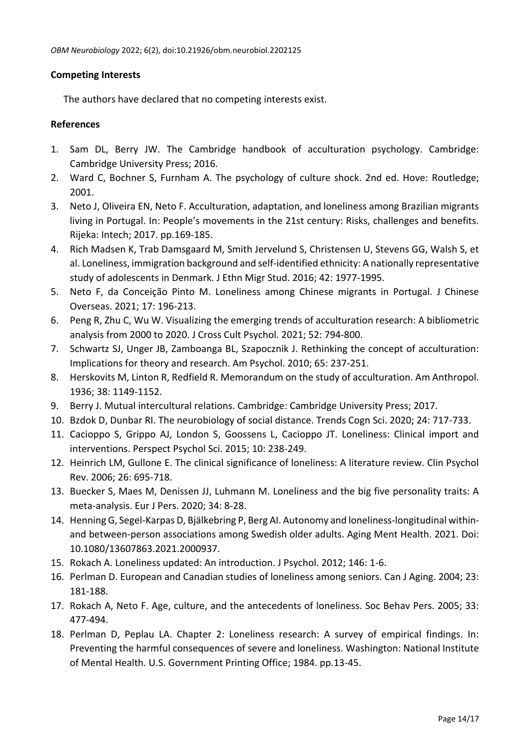## Competing Interests

The authors have declared that no competing interests exist.

## References

1. Sam DL, Berry JW. The Cambridge handbook of acculturation psychology. Cambridge: Cambridge University Press; 2016.
2. Ward C, Bochner S, Furnham A. The psychology of culture shock. 2nd ed. Hove: Routledge; 2001.
3. Neto J, Oliveira EN, Neto F. Acculturation, adaptation, and loneliness among Brazilian migrants living in Portugal. In: People's movements in the 21st century: Risks, challenges and benefits. Rijeka: Intech; 2017. pp.169-185.
4. Rich Madsen K, Trab Damsgaard M, Smith Jervelund S, Christensen U, Stevens GG, Walsh S, et al. Loneliness, immigration background and self-identified ethnicity: A nationally representative study of adolescents in Denmark. J Ethn Migr Stud. 2016; 42: 1977-1995.
5. Neto F, da Conceição Pinto M. Loneliness among Chinese migrants in Portugal. J Chinese Overseas. 2021; 17: 196-213.
6. Peng R, Zhu C, Wu W. Visualizing the emerging trends of acculturation research: A bibliometric analysis from 2000 to 2020. J Cross Cult Psychol. 2021; 52: 794-800.
7. Schwartz SJ, Unger JB, Zamboanga BL, Szapocznik J. Rethinking the concept of acculturation: Implications for theory and research. Am Psychol. 2010; 65: 237-251.
8. Herskovits M, Linton R, Redfield R. Memorandum on the study of acculturation. Am Anthropol. 1936; 38: 1149-1152.
9. Berry J. Mutual intercultural relations. Cambridge: Cambridge University Press; 2017.
10. Bzdok D, Dunbar RI. The neurobiology of social distance. Trends Cogn Sci. 2020; 24: 717-733.
11. Cacioppo S, Grippo AJ, London S, Goossens L, Cacioppo JT. Loneliness: Clinical import and interventions. Perspect Psychol Sci. 2015; 10: 238-249.
12. Heinrich LM, Gullone E. The clinical significance of loneliness: A literature review. Clin Psychol Rev. 2006; 26: 695-718.
13. Buecker S, Maes M, Denissen JJ, Luhmann M. Loneliness and the big five personality traits: A meta-analysis. Eur J Pers. 2020; 34: 8-28.
14. Henning G, Segel-Karpas D, Bjälkebring P, Berg AI. Autonomy and loneliness-longitudinal within- and between-person associations among Swedish older adults. Aging Ment Health. 2021. Doi: 10.1080/13607863.2021.2000937.
15. Rokach A. Loneliness updated: An introduction. J Psychol. 2012; 146: 1-6.
16. Perlman D. European and Canadian studies of loneliness among seniors. Can J Aging. 2004; 23: 181-188.
17. Rokach A, Neto F. Age, culture, and the antecedents of loneliness. Soc Behav Pers. 2005; 33: 477-494.
18. Perlman D, Peplau LA. Chapter 2: Loneliness research: A survey of empirical findings. In: Preventing the harmful consequences of severe and loneliness. Washington: National Institute of Mental Health. U.S. Government Printing Office; 1984. pp.13-45.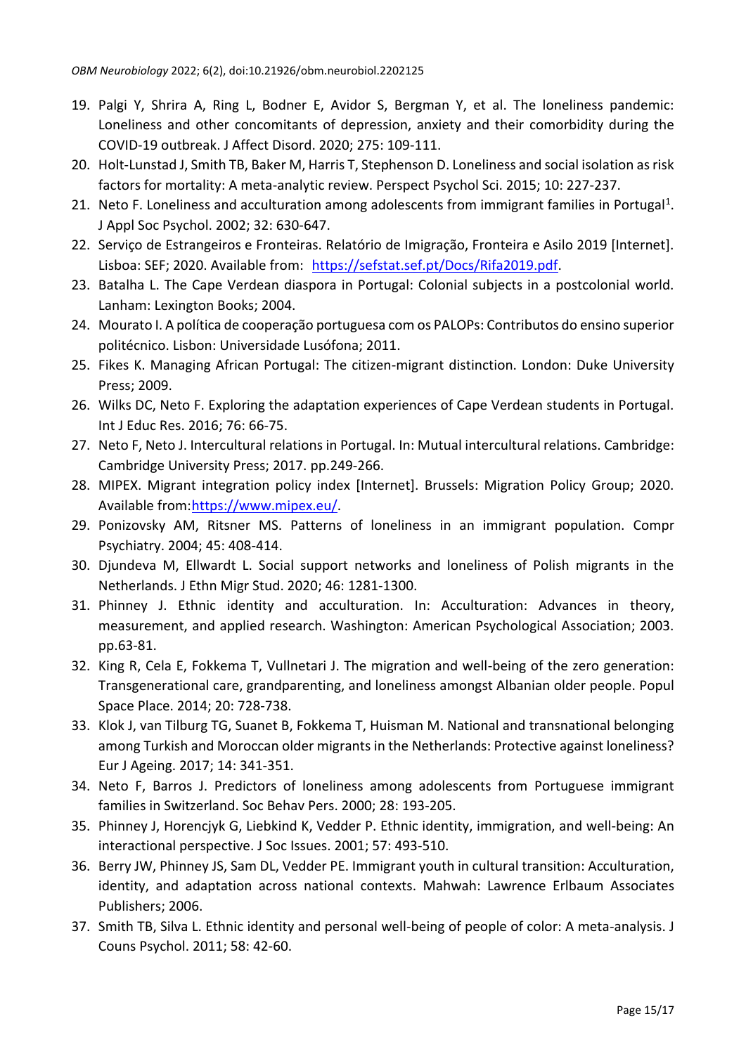19. Palgi Y, Shrira A, Ring L, Bodner E, Avidor S, Bergman Y, et al. The loneliness pandemic: Loneliness and other concomitants of depression, anxiety and their comorbidity during the COVID-19 outbreak. J Affect Disord. 2020; 275: 109-111.
20. Holt-Lunstad J, Smith TB, Baker M, Harris T, Stephenson D. Loneliness and social isolation as risk factors for mortality: A meta-analytic review. Perspect Psychol Sci. 2015; 10: 227-237.
21. Neto F. Loneliness and acculturation among adolescents from immigrant families in Portugal[1]. J Appl Soc Psychol. 2002; 32: 630-647.
22. Serviço de Estrangeiros e Fronteiras. Relatório de Imigração, Fronteira e Asilo 2019 [Internet]. Lisboa: SEF; 2020. Available from: https://sefstat.sef.pt/Docs/Rifa2019.pdf.
23. Batalha L. The Cape Verdean diaspora in Portugal: Colonial subjects in a postcolonial world. Lanham: Lexington Books; 2004.
24. Mourato I. A política de cooperação portuguesa com os PALOPs: Contributos do ensino superior politécnico. Lisbon: Universidade Lusófona; 2011.
25. Fikes K. Managing African Portugal: The citizen-migrant distinction. London: Duke University Press; 2009.
26. Wilks DC, Neto F. Exploring the adaptation experiences of Cape Verdean students in Portugal. Int J Educ Res. 2016; 76: 66-75.
27. Neto F, Neto J. Intercultural relations in Portugal. In: Mutual intercultural relations. Cambridge: Cambridge University Press; 2017. pp.249-266.
28. MIPEX. Migrant integration policy index [Internet]. Brussels: Migration Policy Group; 2020. Available from: https://www.mipex.eu/.
29. Ponizovsky AM, Ritsner MS. Patterns of loneliness in an immigrant population. Compr Psychiatry. 2004; 45: 408-414.
30. Djundeva M, Ellwardt L. Social support networks and loneliness of Polish migrants in the Netherlands. J Ethn Migr Stud. 2020; 46: 1281-1300.
31. Phinney J. Ethnic identity and acculturation. In: Acculturation: Advances in theory, measurement, and applied research. Washington: American Psychological Association; 2003. pp.63-81.
32. King R, Cela E, Fokkema T, Vullnetari J. The migration and well-being of the zero generation: Transgenerational care, grandparenting, and loneliness amongst Albanian older people. Popul Space Place. 2014; 20: 728-738.
33. Klok J, van Tilburg TG, Suanet B, Fokkema T, Huisman M. National and transnational belonging among Turkish and Moroccan older migrants in the Netherlands: Protective against loneliness? Eur J Ageing. 2017; 14: 341-351.
34. Neto F, Barros J. Predictors of loneliness among adolescents from Portuguese immigrant families in Switzerland. Soc Behav Pers. 2000; 28: 193-205.
35. Phinney J, Horencjyk G, Liebkind K, Vedder P. Ethnic identity, immigration, and well-being: An interactional perspective. J Soc Issues. 2001; 57: 493-510.
36. Berry JW, Phinney JS, Sam DL, Vedder PE. Immigrant youth in cultural transition: Acculturation, identity, and adaptation across national contexts. Mahwah: Lawrence Erlbaum Associates Publishers; 2006.
37. Smith TB, Silva L. Ethnic identity and personal well-being of people of color: A meta-analysis. J Couns Psychol. 2011; 58: 42-60.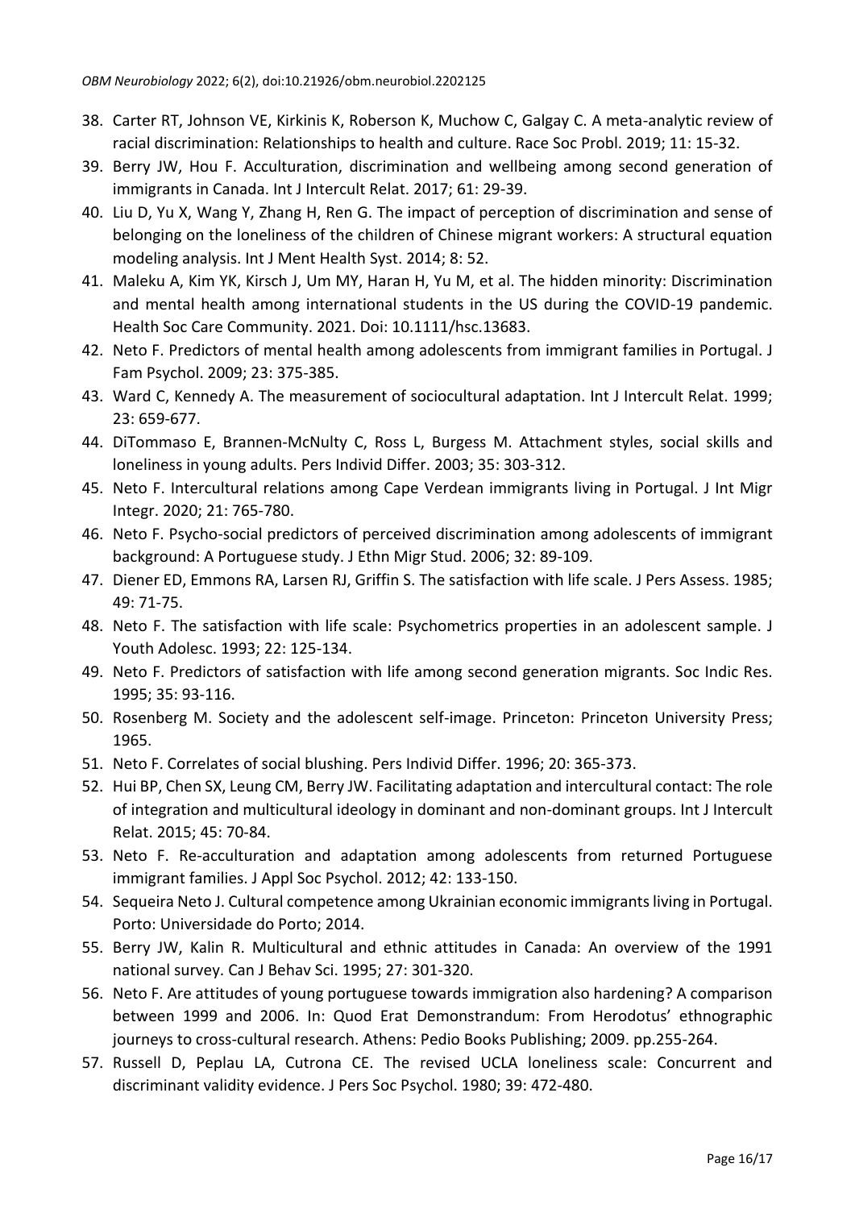38. Carter RT, Johnson VE, Kirkinis K, Roberson K, Muchow C, Galgay C. A meta-analytic review of racial discrimination: Relationships to health and culture. Race Soc Probl. 2019; 11: 15-32.
39. Berry JW, Hou F. Acculturation, discrimination and wellbeing among second generation of immigrants in Canada. Int J Intercult Relat. 2017; 61: 29-39.
40. Liu D, Yu X, Wang Y, Zhang H, Ren G. The impact of perception of discrimination and sense of belonging on the loneliness of the children of Chinese migrant workers: A structural equation modeling analysis. Int J Ment Health Syst. 2014; 8: 52.
41. Maleku A, Kim YK, Kirsch J, Um MY, Haran H, Yu M, et al. The hidden minority: Discrimination and mental health among international students in the US during the COVID-19 pandemic. Health Soc Care Community. 2021. Doi: 10.1111/hsc.13683.
42. Neto F. Predictors of mental health among adolescents from immigrant families in Portugal. J Fam Psychol. 2009; 23: 375-385.
43. Ward C, Kennedy A. The measurement of sociocultural adaptation. Int J Intercult Relat. 1999; 23: 659-677.
44. DiTommaso E, Brannen-McNulty C, Ross L, Burgess M. Attachment styles, social skills and loneliness in young adults. Pers Individ Differ. 2003; 35: 303-312.
45. Neto F. Intercultural relations among Cape Verdean immigrants living in Portugal. J Int Migr Integr. 2020; 21: 765-780.
46. Neto F. Psycho-social predictors of perceived discrimination among adolescents of immigrant background: A Portuguese study. J Ethn Migr Stud. 2006; 32: 89-109.
47. Diener ED, Emmons RA, Larsen RJ, Griffin S. The satisfaction with life scale. J Pers Assess. 1985; 49: 71-75.
48. Neto F. The satisfaction with life scale: Psychometrics properties in an adolescent sample. J Youth Adolesc. 1993; 22: 125-134.
49. Neto F. Predictors of satisfaction with life among second generation migrants. Soc Indic Res. 1995; 35: 93-116.
50. Rosenberg M. Society and the adolescent self-image. Princeton: Princeton University Press; 1965.
51. Neto F. Correlates of social blushing. Pers Individ Differ. 1996; 20: 365-373.
52. Hui BP, Chen SX, Leung CM, Berry JW. Facilitating adaptation and intercultural contact: The role of integration and multicultural ideology in dominant and non-dominant groups. Int J Intercult Relat. 2015; 45: 70-84.
53. Neto F. Re-acculturation and adaptation among adolescents from returned Portuguese immigrant families. J Appl Soc Psychol. 2012; 42: 133-150.
54. Sequeira Neto J. Cultural competence among Ukrainian economic immigrants living in Portugal. Porto: Universidade do Porto; 2014.
55. Berry JW, Kalin R. Multicultural and ethnic attitudes in Canada: An overview of the 1991 national survey. Can J Behav Sci. 1995; 27: 301-320.
56. Neto F. Are attitudes of young portuguese towards immigration also hardening? A comparison between 1999 and 2006. In: Quod Erat Demonstrandum: From Herodotus' ethnographic journeys to cross-cultural research. Athens: Pedio Books Publishing; 2009. pp.255-264.
57. Russell D, Peplau LA, Cutrona CE. The revised UCLA loneliness scale: Concurrent and discriminant validity evidence. J Pers Soc Psychol. 1980; 39: 472-480.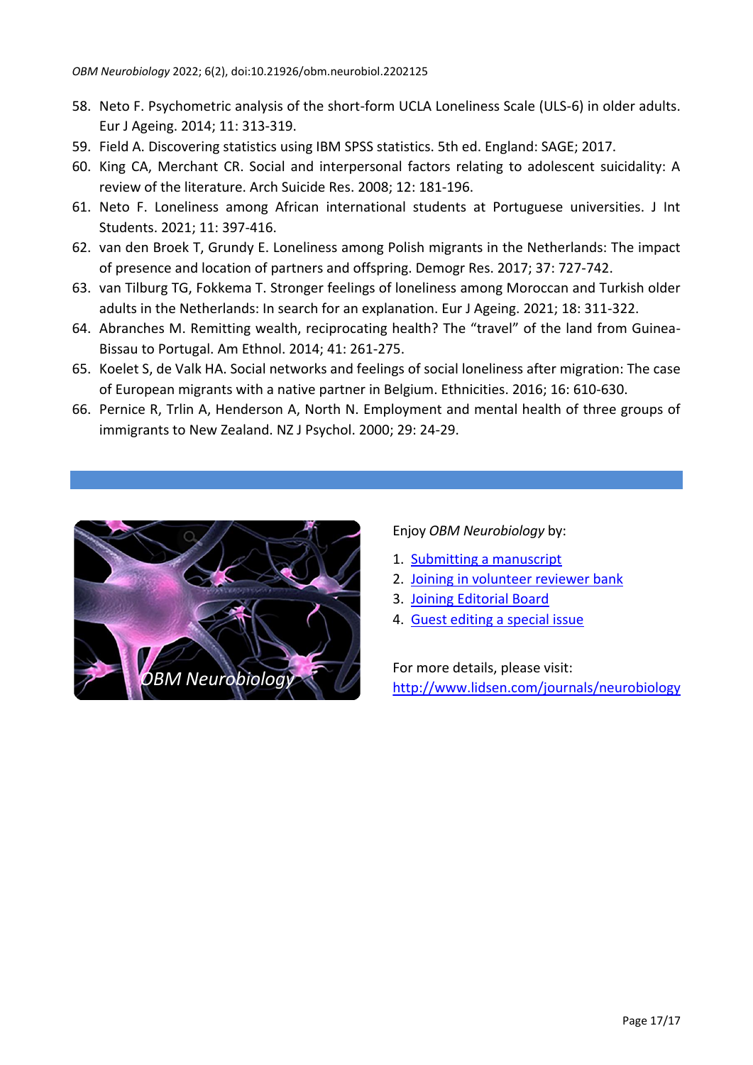58. Neto F. Psychometric analysis of the short-form UCLA Loneliness Scale (ULS-6) in older adults. Eur J Ageing. 2014; 11: 313-319.
59. Field A. Discovering statistics using IBM SPSS statistics. 5th ed. England: SAGE; 2017.
60. King CA, Merchant CR. Social and interpersonal factors relating to adolescent suicidality: A review of the literature. Arch Suicide Res. 2008; 12: 181-196.
61. Neto F. Loneliness among African international students at Portuguese universities. J Int Students. 2021; 11: 397-416.
62. van den Broek T, Grundy E. Loneliness among Polish migrants in the Netherlands: The impact of presence and location of partners and offspring. Demogr Res. 2017; 37: 727-742.
63. van Tilburg TG, Fokkema T. Stronger feelings of loneliness among Moroccan and Turkish older adults in the Netherlands: In search for an explanation. Eur J Ageing. 2021; 18: 311-322.
64. Abranches M. Remitting wealth, reciprocating health? The "travel" of the land from Guinea-Bissau to Portugal. Am Ethnol. 2014; 41: 261-275.
65. Koelet S, de Valk HA. Social networks and feelings of social loneliness after migration: The case of European migrants with a native partner in Belgium. Ethnicities. 2016; 16: 610-630.
66. Pernice R, Trlin A, Henderson A, North N. Employment and mental health of three groups of immigrants to New Zealand. NZ J Psychol. 2000; 29: 24-29.

*OBM Neurobiology*

Enjoy *OBM Neurobiology* by:

1. Submitting a manuscript
2. Joining in volunteer reviewer bank
3. Joining Editorial Board
4. Guest editing a special issue

For more details, please visit:
http://www.lidsen.com/journals/neurobiology